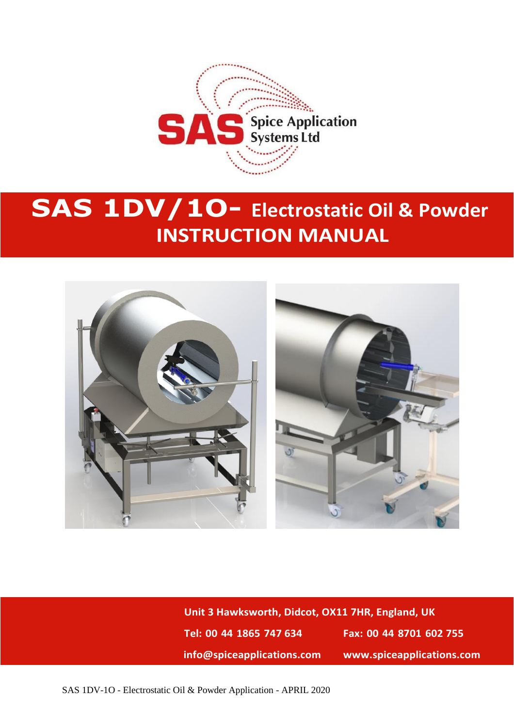SAS Spice Application Systems Ltd

# SAS 1DV/1O- Electrostatic Oil & Powder INSTRUCTION MANUAL

**Unit 3 Hawksworth, Didcot, OX11 7HR, England, UK**

**Tel: 00 44 1865 747 634** **Fax: 00 44 8701 602 755**

**info@spiceapplications.com** **www.spiceapplications.com**

SAS 1DV-1O - Electrostatic Oil & Powder Application - APRIL 2020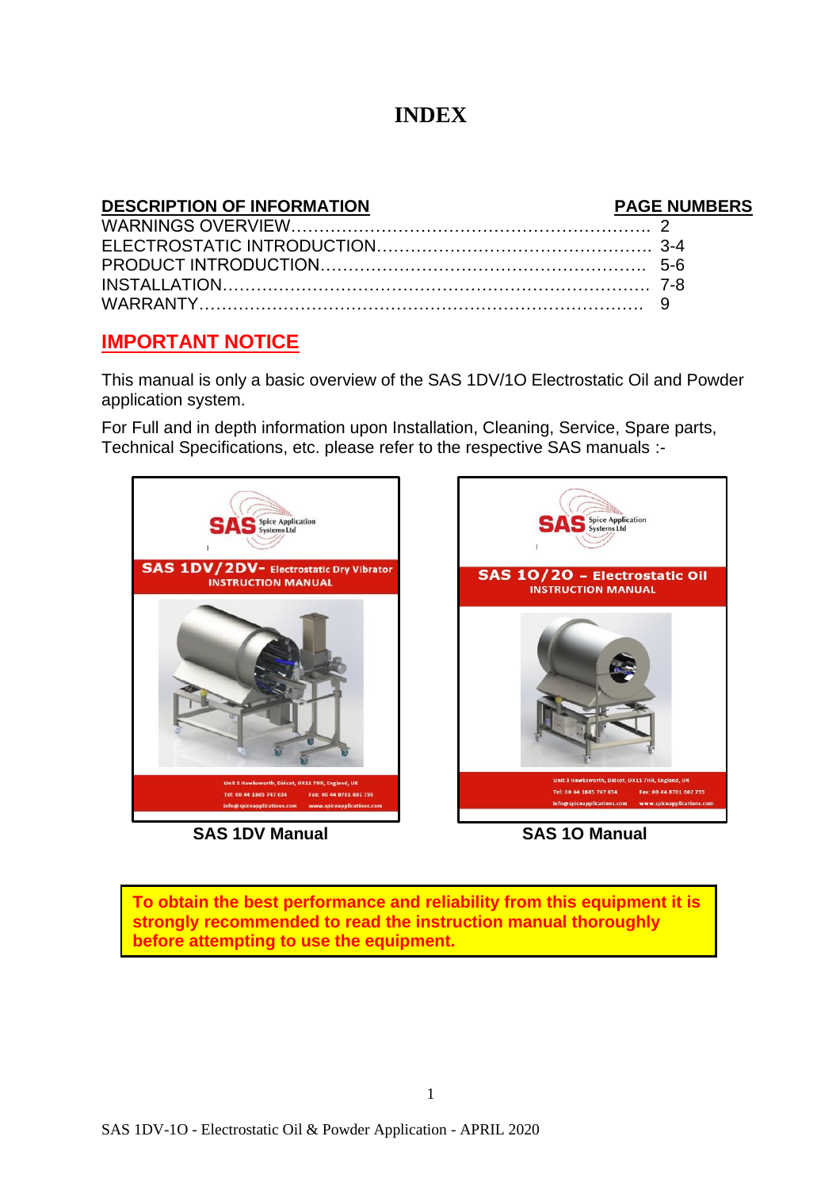# INDEX

| DESCRIPTION OF INFORMATION | PAGE NUMBERS |
|---|---|
| WARNINGS OVERVIEW | 2 |
| ELECTROSTATIC INTRODUCTION | 3-4 |
| PRODUCT INTRODUCTION | 5-6 |
| INSTALLATION | 7-8 |
| WARRANTY | 9 |

## IMPORTANT NOTICE

This manual is only a basic overview of the SAS 1DV/1O Electrostatic Oil and Powder application system.

For Full and in depth information upon Installation, Cleaning, Service, Spare parts, Technical Specifications, etc. please refer to the respective SAS manuals :-

**SAS 1DV Manual**

**SAS 1O Manual**

**To obtain the best performance and reliability from this equipment it is strongly recommended to read the instruction manual thoroughly before attempting to use the equipment.**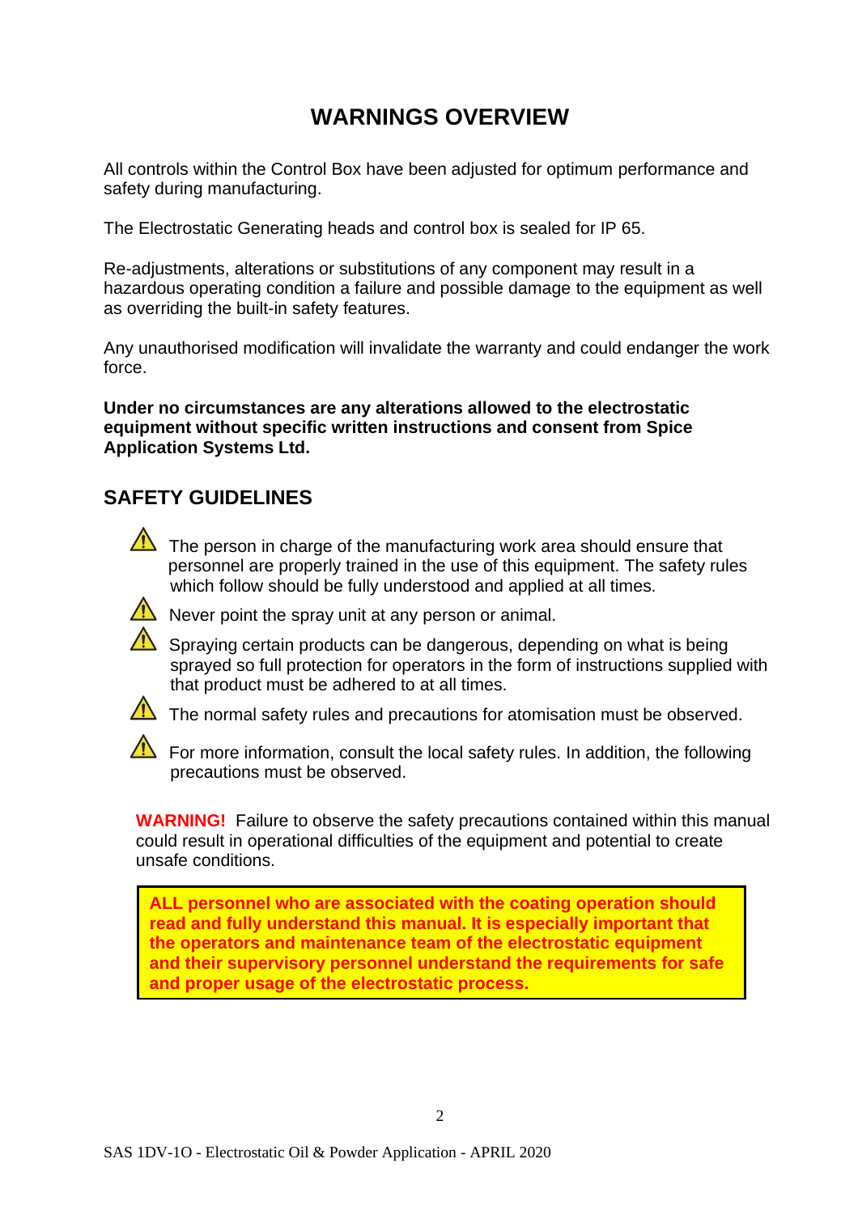# WARNINGS OVERVIEW

All controls within the Control Box have been adjusted for optimum performance and safety during manufacturing.

The Electrostatic Generating heads and control box is sealed for IP 65.

Re-adjustments, alterations or substitutions of any component may result in a hazardous operating condition a failure and possible damage to the equipment as well as overriding the built-in safety features.

Any unauthorised modification will invalidate the warranty and could endanger the work force.

**Under no circumstances are any alterations allowed to the electrostatic equipment without specific written instructions and consent from Spice Application Systems Ltd.**

## SAFETY GUIDELINES

- ⚠ The person in charge of the manufacturing work area should ensure that personnel are properly trained in the use of this equipment. The safety rules which follow should be fully understood and applied at all times.
- ⚠ Never point the spray unit at any person or animal.
- ⚠ Spraying certain products can be dangerous, depending on what is being sprayed so full protection for operators in the form of instructions supplied with that product must be adhered to at all times.
- ⚠ The normal safety rules and precautions for atomisation must be observed.
- ⚠ For more information, consult the local safety rules. In addition, the following precautions must be observed.

**WARNING!** Failure to observe the safety precautions contained within this manual could result in operational difficulties of the equipment and potential to create unsafe conditions.

**ALL personnel who are associated with the coating operation should read and fully understand this manual. It is especially important that the operators and maintenance team of the electrostatic equipment and their supervisory personnel understand the requirements for safe and proper usage of the electrostatic process.**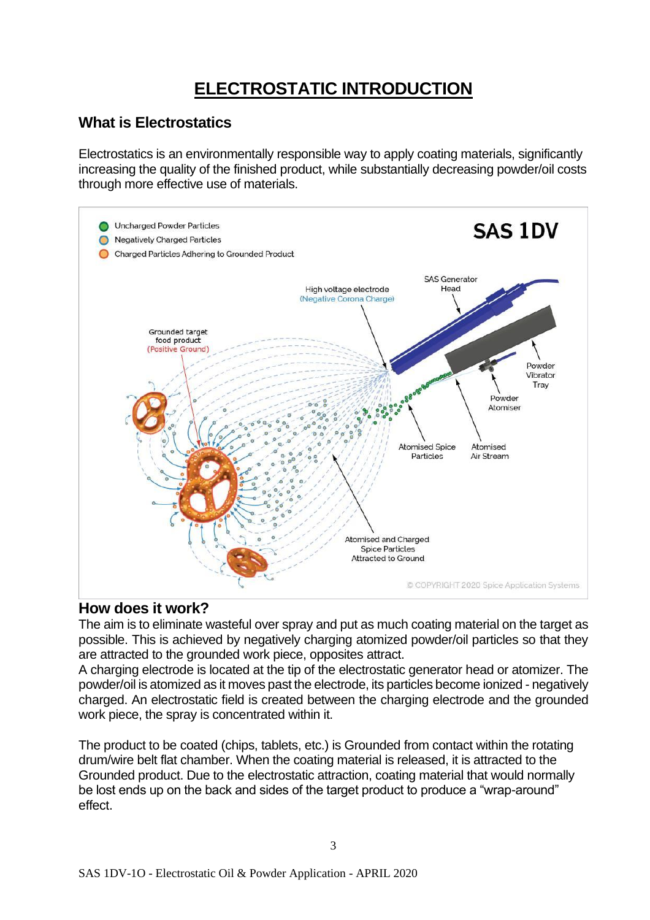# ELECTROSTATIC INTRODUCTION

## What is Electrostatics

Electrostatics is an environmentally responsible way to apply coating materials, significantly increasing the quality of the finished product, while substantially decreasing powder/oil costs through more effective use of materials.

## How does it work?

The aim is to eliminate wasteful over spray and put as much coating material on the target as possible. This is achieved by negatively charging atomized powder/oil particles so that they are attracted to the grounded work piece, opposites attract.

A charging electrode is located at the tip of the electrostatic generator head or atomizer. The powder/oil is atomized as it moves past the electrode, its particles become ionized - negatively charged. An electrostatic field is created between the charging electrode and the grounded work piece, the spray is concentrated within it.

The product to be coated (chips, tablets, etc.) is Grounded from contact within the rotating drum/wire belt flat chamber. When the coating material is released, it is attracted to the Grounded product. Due to the electrostatic attraction, coating material that would normally be lost ends up on the back and sides of the target product to produce a “wrap-around” effect.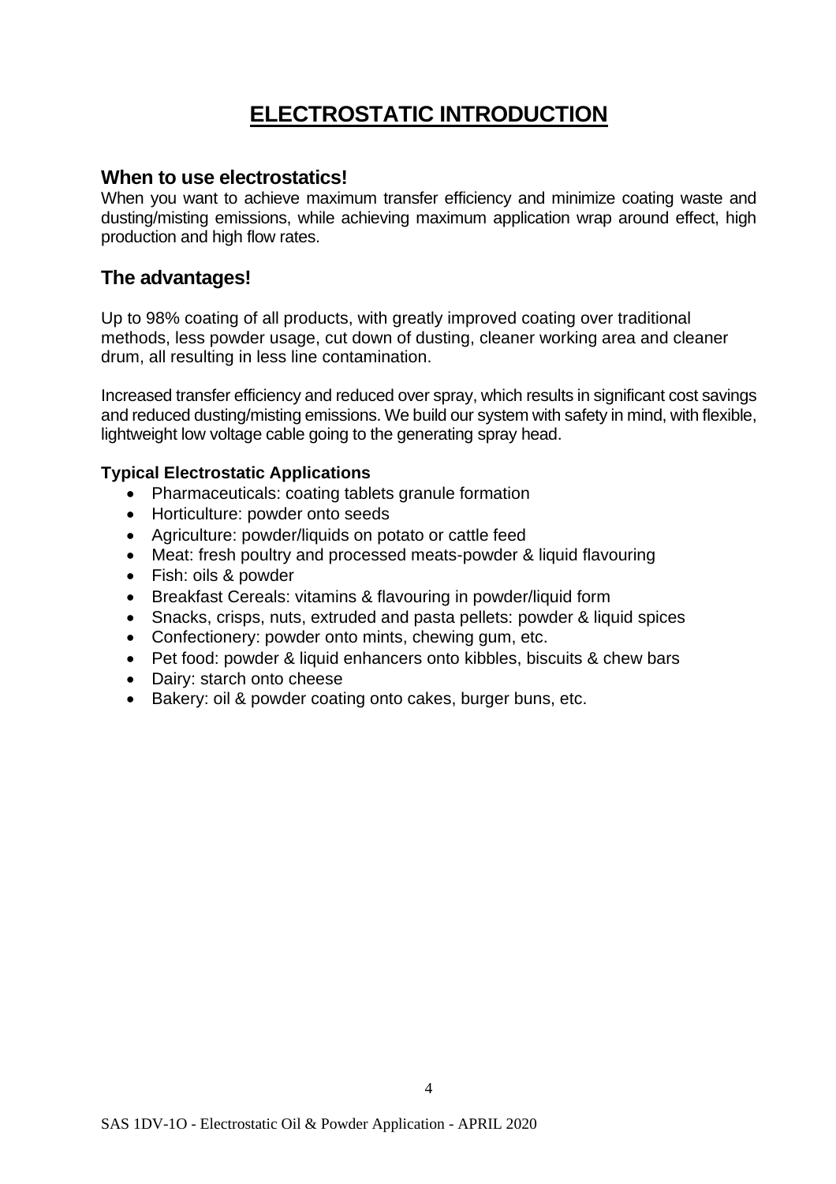# ELECTROSTATIC INTRODUCTION

## When to use electrostatics!

When you want to achieve maximum transfer efficiency and minimize coating waste and dusting/misting emissions, while achieving maximum application wrap around effect, high production and high flow rates.

## The advantages!

Up to 98% coating of all products, with greatly improved coating over traditional methods, less powder usage, cut down of dusting, cleaner working area and cleaner drum, all resulting in less line contamination.

Increased transfer efficiency and reduced over spray, which results in significant cost savings and reduced dusting/misting emissions. We build our system with safety in mind, with flexible, lightweight low voltage cable going to the generating spray head.

### Typical Electrostatic Applications

- Pharmaceuticals: coating tablets granule formation
- Horticulture: powder onto seeds
- Agriculture: powder/liquids on potato or cattle feed
- Meat: fresh poultry and processed meats-powder & liquid flavouring
- Fish: oils & powder
- Breakfast Cereals: vitamins & flavouring in powder/liquid form
- Snacks, crisps, nuts, extruded and pasta pellets: powder & liquid spices
- Confectionery: powder onto mints, chewing gum, etc.
- Pet food: powder & liquid enhancers onto kibbles, biscuits & chew bars
- Dairy: starch onto cheese
- Bakery: oil & powder coating onto cakes, burger buns, etc.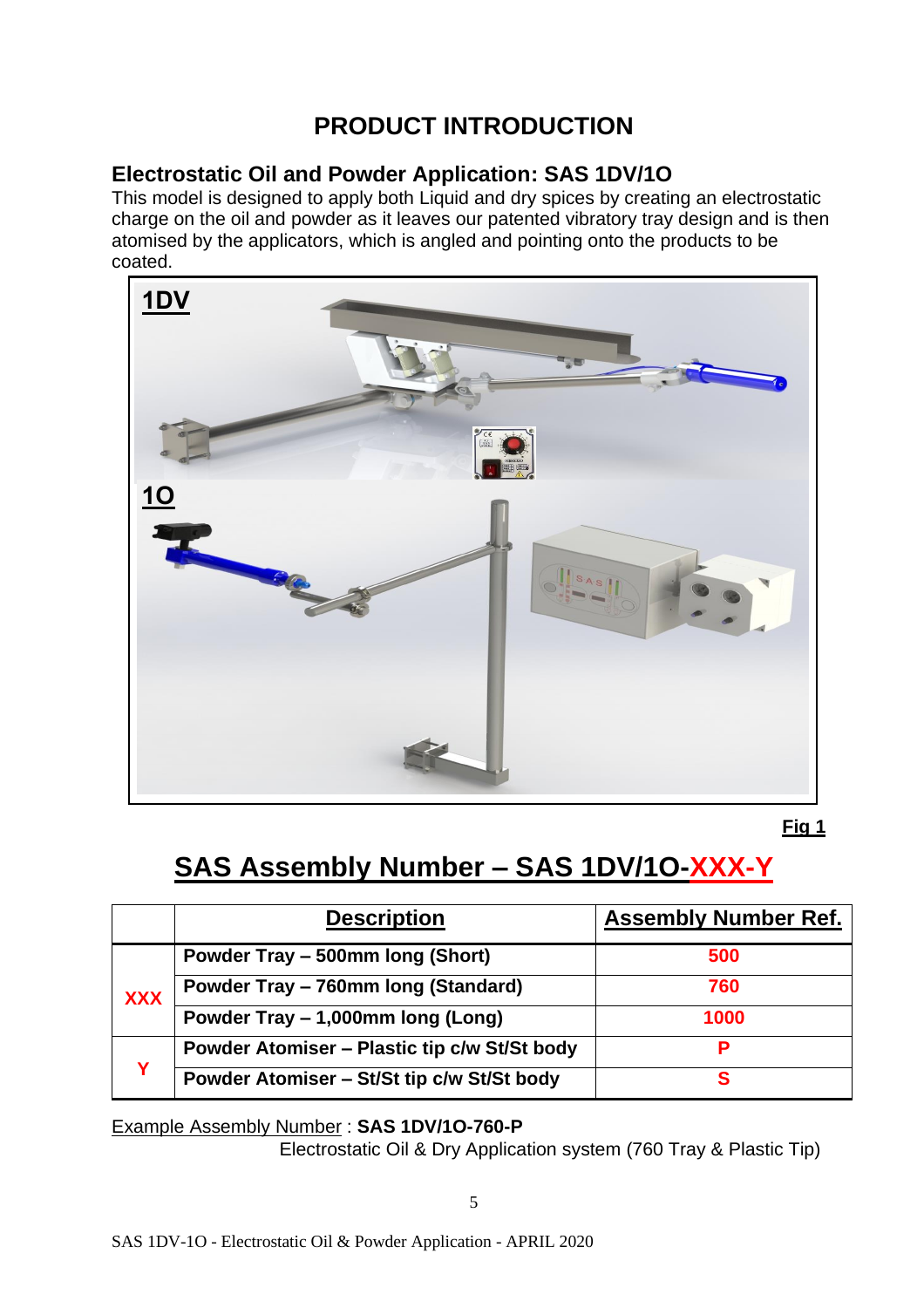# PRODUCT INTRODUCTION

## Electrostatic Oil and Powder Application: SAS 1DV/1O

This model is designed to apply both Liquid and dry spices by creating an electrostatic charge on the oil and powder as it leaves our patented vibratory tray design and is then atomised by the applicators, which is angled and pointing onto the products to be coated.

**Fig 1**

## SAS Assembly Number – SAS 1DV/1O-XXX-Y

| | Description | Assembly Number Ref. |
|---|---|---|
| XXX | Powder Tray – 500mm long (Short) | 500 |
| | Powder Tray – 760mm long (Standard) | 760 |
| | Powder Tray – 1,000mm long (Long) | 1000 |
| Y | Powder Atomiser – Plastic tip c/w St/St body | P |
| | Powder Atomiser – St/St tip c/w St/St body | S |

Example Assembly Number : **SAS 1DV/1O-760-P**
Electrostatic Oil & Dry Application system (760 Tray & Plastic Tip)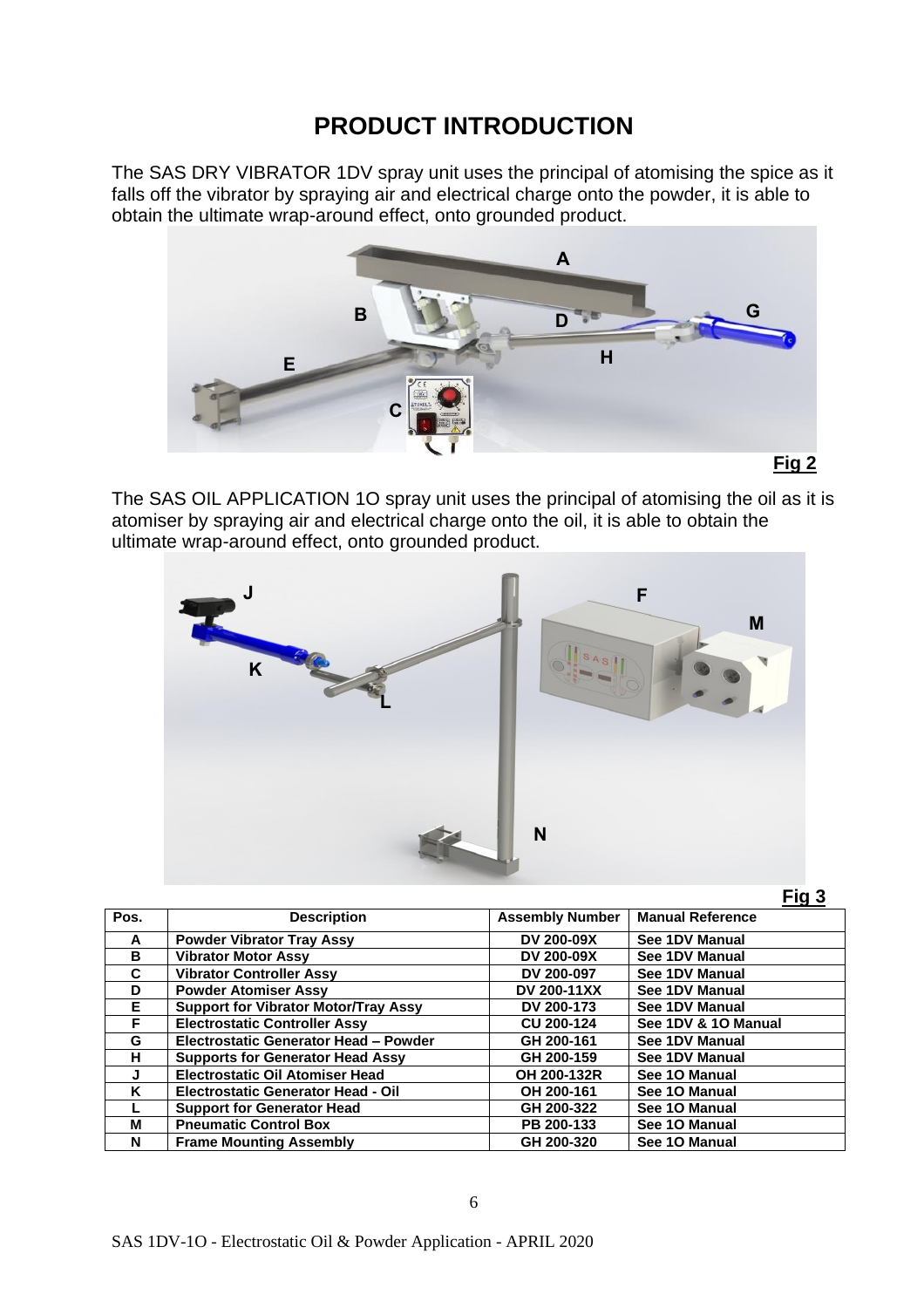# PRODUCT INTRODUCTION

The SAS DRY VIBRATOR 1DV spray unit uses the principal of atomising the spice as it falls off the vibrator by spraying air and electrical charge onto the powder, it is able to obtain the ultimate wrap-around effect, onto grounded product.

**Fig 2**

The SAS OIL APPLICATION 1O spray unit uses the principal of atomising the oil as it is atomiser by spraying air and electrical charge onto the oil, it is able to obtain the ultimate wrap-around effect, onto grounded product.

**Fig 3**

| Pos. | Description | Assembly Number | Manual Reference |
|---|---|---|---|
| A | Powder Vibrator Tray Assy | DV 200-09X | See 1DV Manual |
| B | Vibrator Motor Assy | DV 200-09X | See 1DV Manual |
| C | Vibrator Controller Assy | DV 200-097 | See 1DV Manual |
| D | Powder Atomiser Assy | DV 200-11XX | See 1DV Manual |
| E | Support for Vibrator Motor/Tray Assy | DV 200-173 | See 1DV Manual |
| F | Electrostatic Controller Assy | CU 200-124 | See 1DV & 1O Manual |
| G | Electrostatic Generator Head – Powder | GH 200-161 | See 1DV Manual |
| H | Supports for Generator Head Assy | GH 200-159 | See 1DV Manual |
| J | Electrostatic Oil Atomiser Head | OH 200-132R | See 1O Manual |
| K | Electrostatic Generator Head - Oil | OH 200-161 | See 1O Manual |
| L | Support for Generator Head | GH 200-322 | See 1O Manual |
| M | Pneumatic Control Box | PB 200-133 | See 1O Manual |
| N | Frame Mounting Assembly | GH 200-320 | See 1O Manual |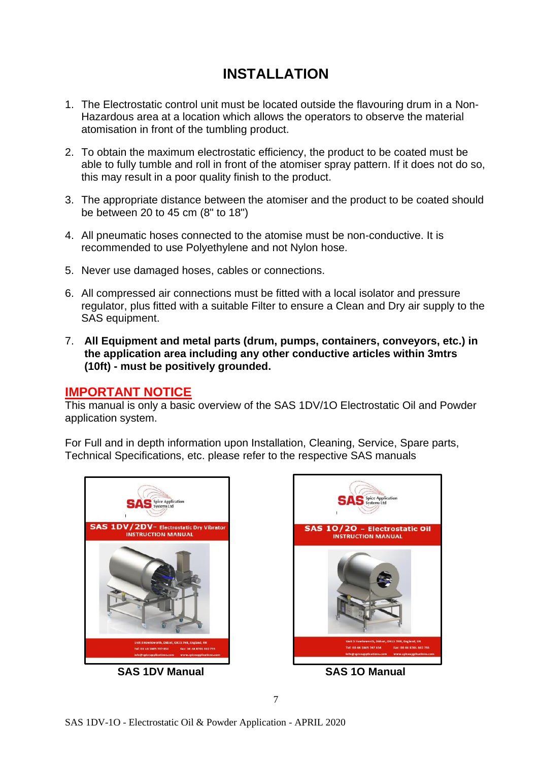# INSTALLATION

1. The Electrostatic control unit must be located outside the flavouring drum in a Non-Hazardous area at a location which allows the operators to observe the material atomisation in front of the tumbling product.

2. To obtain the maximum electrostatic efficiency, the product to be coated must be able to fully tumble and roll in front of the atomiser spray pattern. If it does not do so, this may result in a poor quality finish to the product.

3. The appropriate distance between the atomiser and the product to be coated should be between 20 to 45 cm (8" to 18")

4. All pneumatic hoses connected to the atomise must be non-conductive. It is recommended to use Polyethylene and not Nylon hose.

5. Never use damaged hoses, cables or connections.

6. All compressed air connections must be fitted with a local isolator and pressure regulator, plus fitted with a suitable Filter to ensure a Clean and Dry air supply to the SAS equipment.

7. **All Equipment and metal parts (drum, pumps, containers, conveyors, etc.) in the application area including any other conductive articles within 3mtrs (10ft) - must be positively grounded.**

## IMPORTANT NOTICE

This manual is only a basic overview of the SAS 1DV/1O Electrostatic Oil and Powder application system.

For Full and in depth information upon Installation, Cleaning, Service, Spare parts, Technical Specifications, etc. please refer to the respective SAS manuals

**SAS 1DV Manual**

**SAS 1O Manual**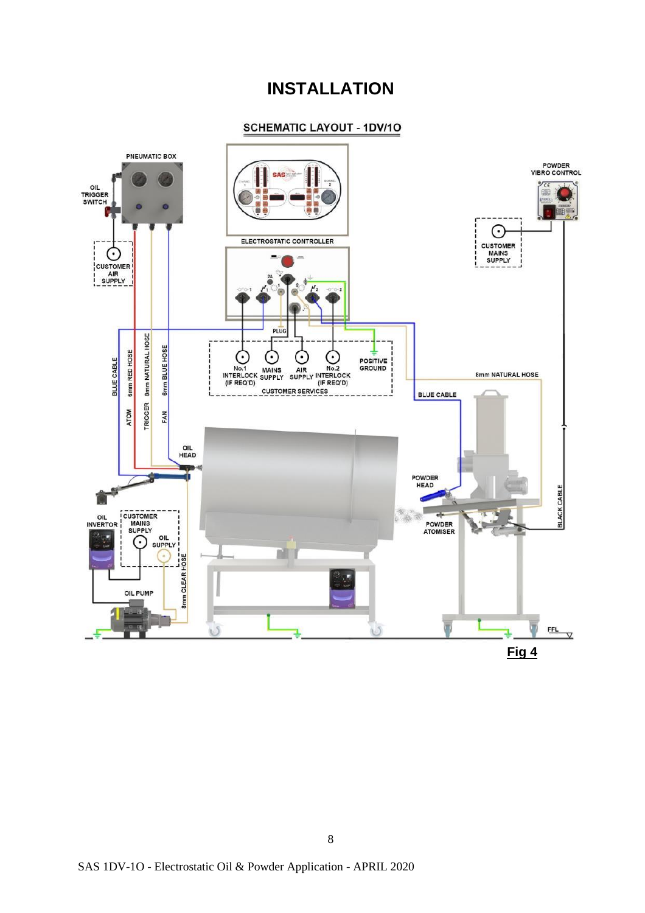# INSTALLATION

## SCHEMATIC LAYOUT - 1DV/1O

PNEUMATIC BOX

OIL TRIGGER SWITCH

CUSTOMER AIR SUPPLY

ELECTROSTATIC CONTROLLER

POWDER VIBRO CONTROL

CUSTOMER MAINS SUPPLY

PLUG

No.1 INTERLOCK (IF REQ'D)

MAINS SUPPLY

AIR SUPPLY

No.2 INTERLOCK (IF REQ'D)

POSITIVE GROUND

CUSTOMER SERVICES

BLUE CABLE

6mm RED HOSE

8mm NATURAL HOSE

6mm BLUE HOSE

ATOM

TRIGGER

FAN

OIL HEAD

8mm NATURAL HOSE

BLUE CABLE

POWDER HEAD

POWDER ATOMISER

BLACK CABLE

OIL INVERTOR

CUSTOMER MAINS SUPPLY

OIL SUPPLY

8mm CLEAR HOSE

OIL PUMP

FFL

**Fig 4**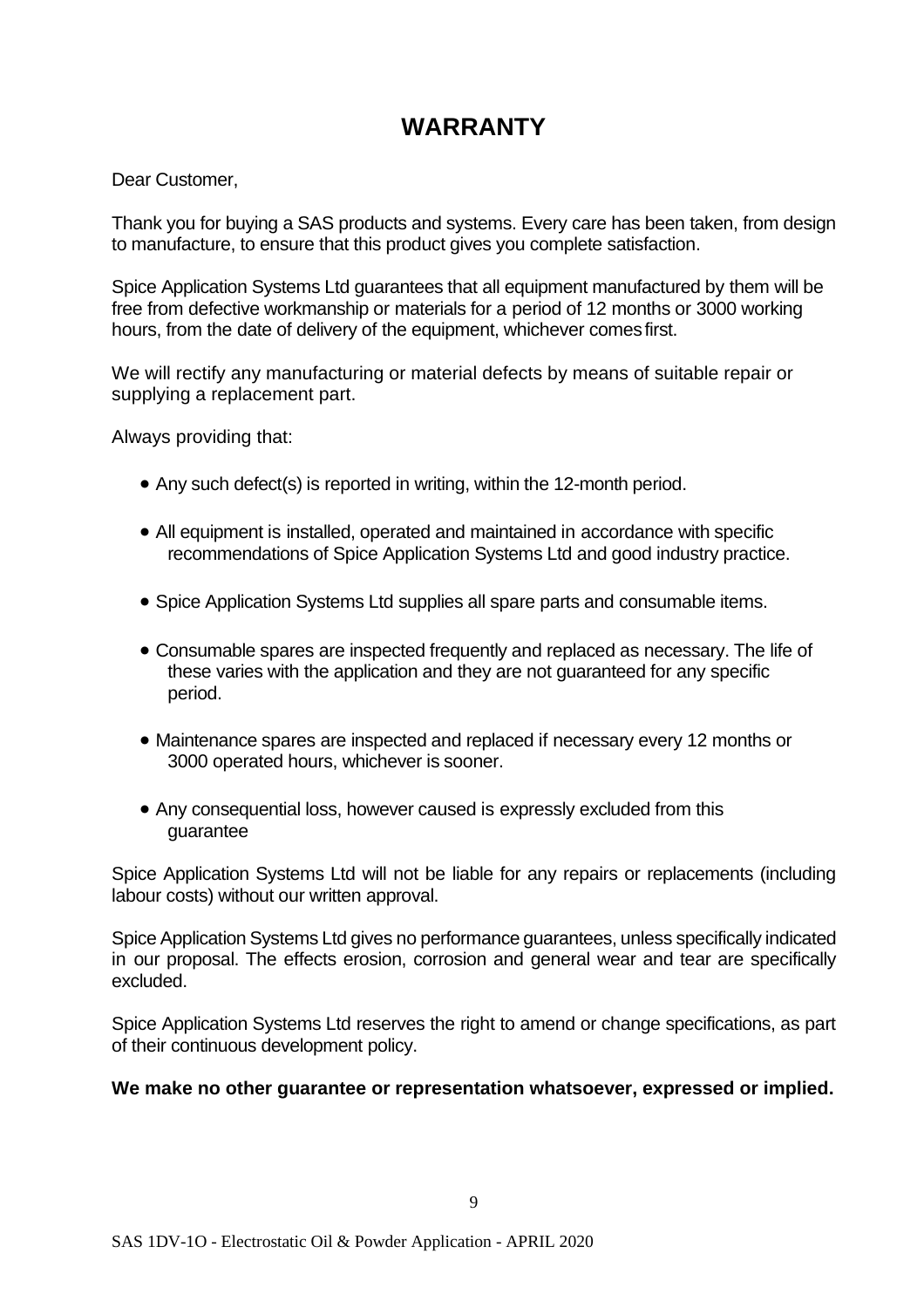# WARRANTY

Dear Customer,

Thank you for buying a SAS products and systems. Every care has been taken, from design to manufacture, to ensure that this product gives you complete satisfaction.

Spice Application Systems Ltd guarantees that all equipment manufactured by them will be free from defective workmanship or materials for a period of 12 months or 3000 working hours, from the date of delivery of the equipment, whichever comes first.

We will rectify any manufacturing or material defects by means of suitable repair or supplying a replacement part.

Always providing that:

- Any such defect(s) is reported in writing, within the 12-month period.
- All equipment is installed, operated and maintained in accordance with specific recommendations of Spice Application Systems Ltd and good industry practice.
- Spice Application Systems Ltd supplies all spare parts and consumable items.
- Consumable spares are inspected frequently and replaced as necessary. The life of these varies with the application and they are not guaranteed for any specific period.
- Maintenance spares are inspected and replaced if necessary every 12 months or 3000 operated hours, whichever is sooner.
- Any consequential loss, however caused is expressly excluded from this guarantee

Spice Application Systems Ltd will not be liable for any repairs or replacements (including labour costs) without our written approval.

Spice Application Systems Ltd gives no performance guarantees, unless specifically indicated in our proposal. The effects erosion, corrosion and general wear and tear are specifically excluded.

Spice Application Systems Ltd reserves the right to amend or change specifications, as part of their continuous development policy.

**We make no other guarantee or representation whatsoever, expressed or implied.**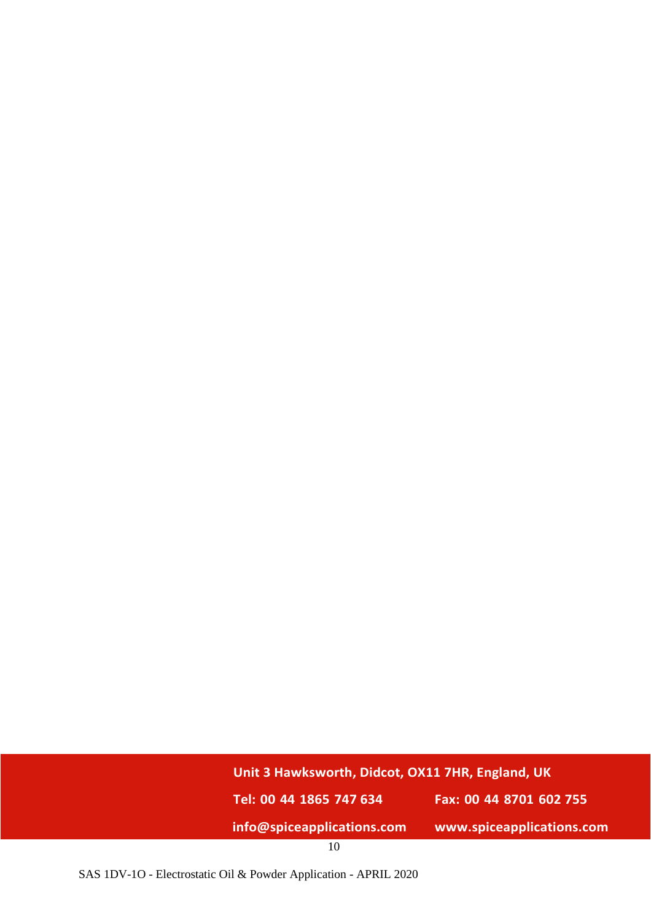**Unit 3 Hawksworth, Didcot, OX11 7HR, England, UK**

**Tel: 00 44 1865 747 634** **Fax: 00 44 8701 602 755**

**info@spiceapplications.com** **www.spiceapplications.com**